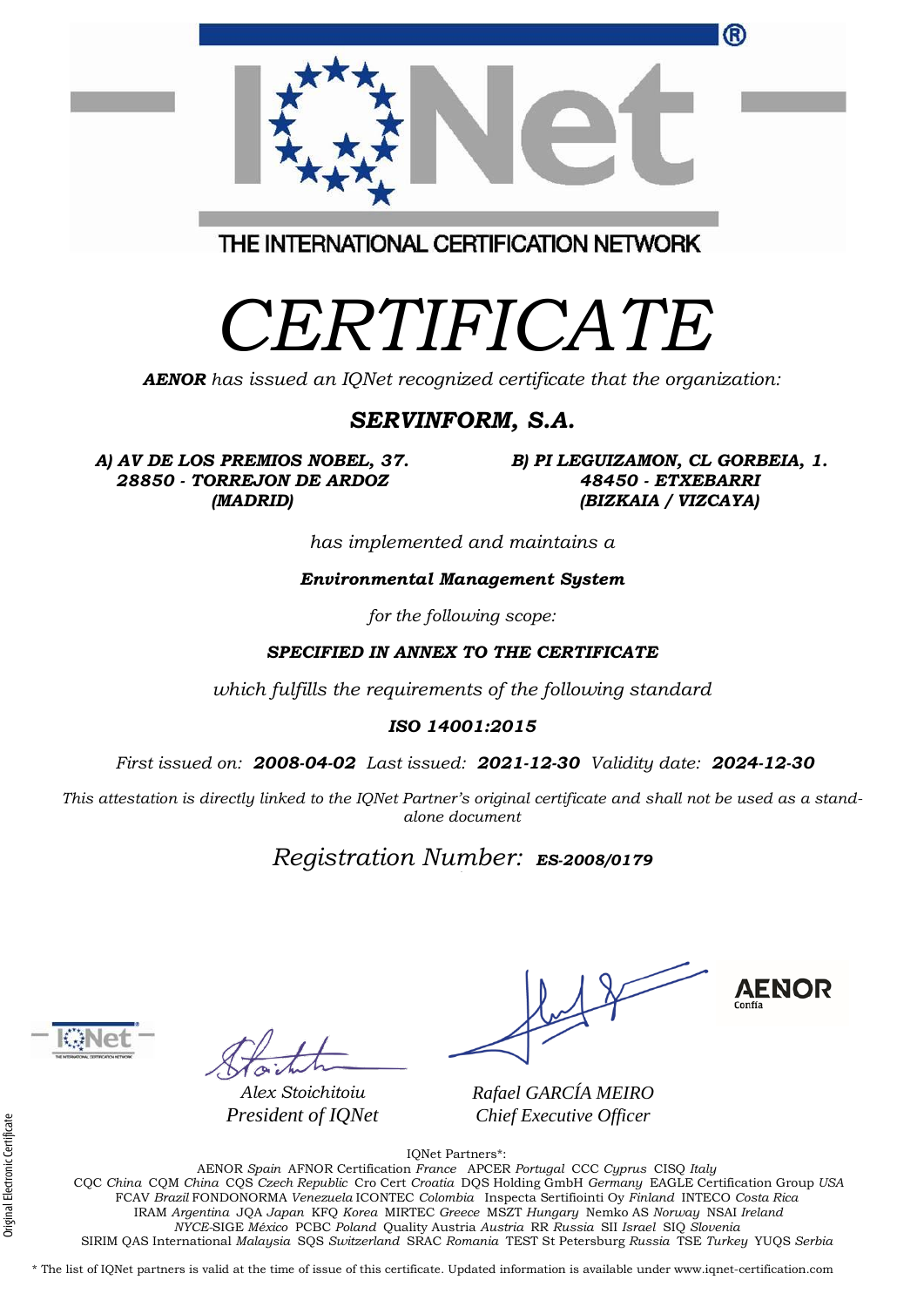THE INTERNATIONAL CERTIFICATION NETWORK

# *CERTIFICATE*

***AENOR*** *has issued an IQNet recognized certificate that the organization:*

## ***SERVINFORM, S.A.***

***A) AV DE LOS PREMIOS NOBEL, 37. 28850 - TORREJON DE ARDOZ (MADRID)***

***B) PI LEGUIZAMON, CL GORBEIA, 1. 48450 - ETXEBARRI (BIZKAIA / VIZCAYA)***

*has implemented and maintains a*

***Environmental Management System***

*for the following scope:*

***SPECIFIED IN ANNEX TO THE CERTIFICATE***

*which fulfills the requirements of the following standard*

***ISO 14001:2015***

*First issued on:* ***2008-04-02*** *Last issued:* ***2021-12-30*** *Validity date:* ***2024-12-30***

*This attestation is directly linked to the IQNet Partner's original certificate and shall not be used as a stand-alone document*

*Registration Number:* ***ES-2008/0179***

AENOR Confía

*Alex Stoichitoiu*
*President of IQNet*

*Rafael GARCÍA MEIRO*
*Chief Executive Officer*

IQNet Partners*:

AENOR *Spain* AFNOR Certification *France* APCER *Portugal* CCC *Cyprus* CISQ *Italy*
CQC *China* CQM *China* CQS *Czech Republic* Cro Cert *Croatia* DQS Holding GmbH *Germany* EAGLE Certification Group *USA*
FCAV *Brazil* FONDONORMA *Venezuela* ICONTEC *Colombia* Inspecta Sertifiointi Oy *Finland* INTECO *Costa Rica*
IRAM *Argentina* JQA *Japan* KFQ *Korea* MIRTEC *Greece* MSZT *Hungary* Nemko AS *Norway* NSAI *Ireland*
*NYCE*-SIGE *México* PCBC *Poland* Quality Austria *Austria* RR *Russia* SII *Israel* SIQ *Slovenia*
SIRIM QAS International *Malaysia* SQS *Switzerland* SRAC *Romania* TEST St Petersburg *Russia* TSE *Turkey* YUQS *Serbia*

* The list of IQNet partners is valid at the time of issue of this certificate. Updated information is available under www.iqnet-certification.com

Original Electronic Certificate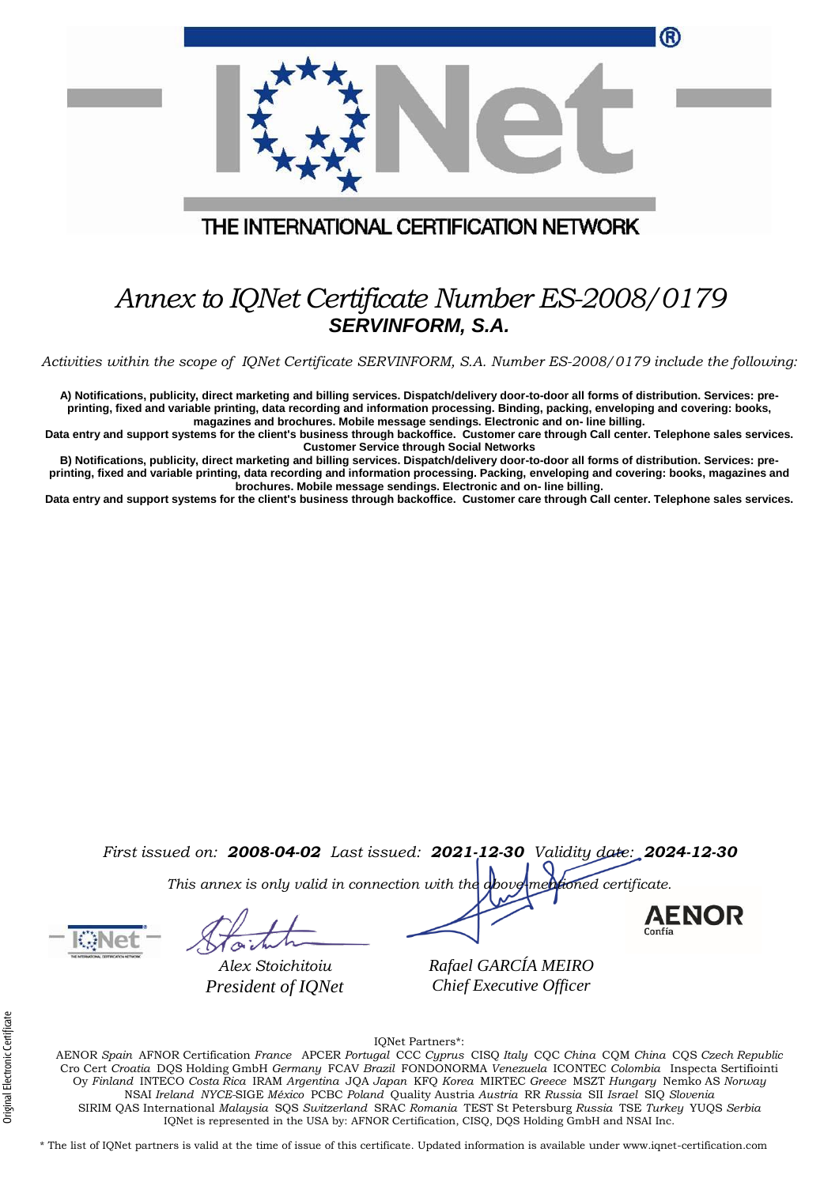THE INTERNATIONAL CERTIFICATION NETWORK

# *Annex to IQNet Certificate Number ES-2008/0179*

## ***SERVINFORM, S.A.***

*Activities within the scope of IQNet Certificate SERVINFORM, S.A. Number ES-2008/0179 include the following:*

**A) Notifications, publicity, direct marketing and billing services. Dispatch/delivery door-to-door all forms of distribution. Services: pre-printing, fixed and variable printing, data recording and information processing. Binding, packing, enveloping and covering: books, magazines and brochures. Mobile message sendings. Electronic and on- line billing.**
**Data entry and support systems for the client's business through backoffice. Customer care through Call center. Telephone sales services. Customer Service through Social Networks**

**B) Notifications, publicity, direct marketing and billing services. Dispatch/delivery door-to-door all forms of distribution. Services: pre-printing, fixed and variable printing, data recording and information processing. Packing, enveloping and covering: books, magazines and brochures. Mobile message sendings. Electronic and on- line billing.**
**Data entry and support systems for the client's business through backoffice. Customer care through Call center. Telephone sales services.**

*First issued on:* ***2008-04-02*** *Last issued:* ***2021-12-30*** *Validity date:* ***2024-12-30***

*This annex is only valid in connection with the above-mentioned certificate.*

*Alex Stoichitoiu*
*President of IQNet*

*Rafael GARCÍA MEIRO*
*Chief Executive Officer*

AENOR Confía

IQNet Partners*:

AENOR *Spain* AFNOR Certification *France* APCER *Portugal* CCC *Cyprus* CISQ *Italy* CQC *China* CQM *China* CQS *Czech Republic* Cro Cert *Croatia* DQS Holding GmbH *Germany* FCAV *Brazil* FONDONORMA *Venezuela* ICONTEC *Colombia* Inspecta Sertifiointi Oy *Finland* INTECO *Costa Rica* IRAM *Argentina* JQA *Japan* KFQ *Korea* MIRTEC *Greece* MSZT *Hungary* Nemko AS *Norway* NSAI *Ireland* *NYCE*-SIGE *México* PCBC *Poland* Quality Austria *Austria* RR *Russia* SII *Israel* SIQ *Slovenia* SIRIM QAS International *Malaysia* SQS *Switzerland* SRAC *Romania* TEST St Petersburg *Russia* TSE *Turkey* YUQS *Serbia*
IQNet is represented in the USA by: AFNOR Certification, CISQ, DQS Holding GmbH and NSAI Inc.

\* The list of IQNet partners is valid at the time of issue of this certificate. Updated information is available under www.iqnet-certification.com

Original Electronic Certificate